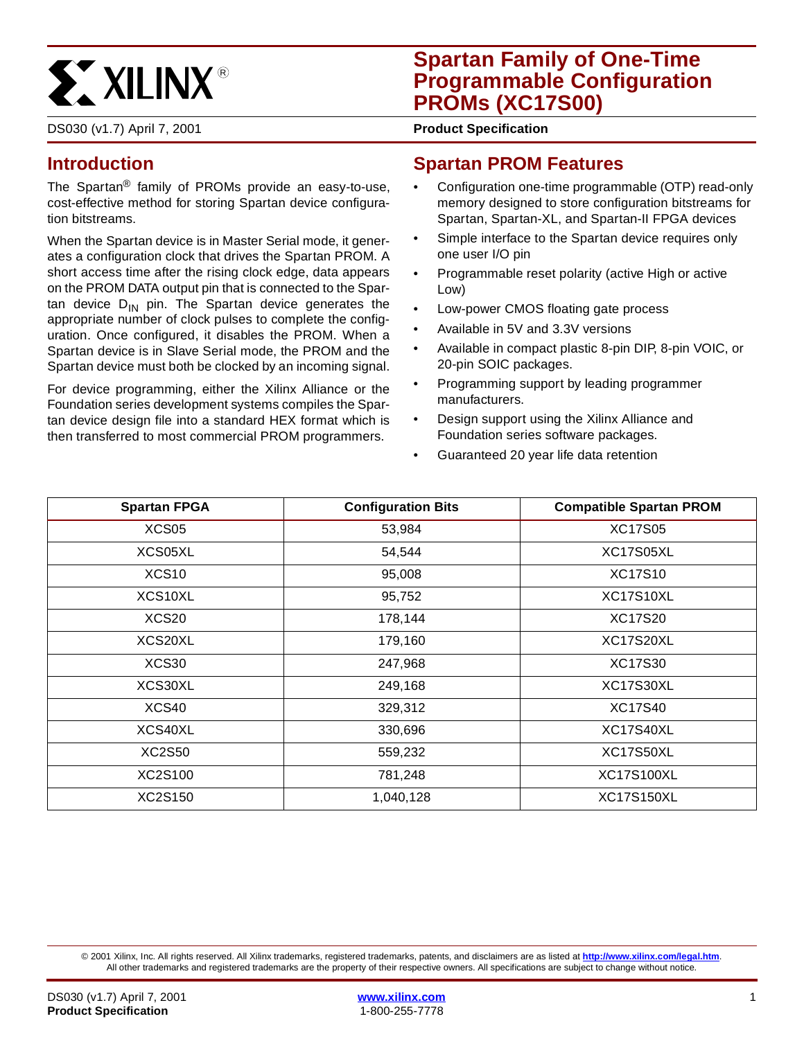# Spartan Family of One-Time Programmable Configuration PROMs (XC17S00)

DS030 (v1.7) April 7, 2001

**Product Specification**

## Introduction

The Spartan® family of PROMs provide an easy-to-use, cost-effective method for storing Spartan device configuration bitstreams.

When the Spartan device is in Master Serial mode, it generates a configuration clock that drives the Spartan PROM. A short access time after the rising clock edge, data appears on the PROM DATA output pin that is connected to the Spartan device $D_{IN}$ pin. The Spartan device generates the appropriate number of clock pulses to complete the configuration. Once configured, it disables the PROM. When a Spartan device is in Slave Serial mode, the PROM and the Spartan device must both be clocked by an incoming signal.

For device programming, either the Xilinx Alliance or the Foundation series development systems compiles the Spartan device design file into a standard HEX format which is then transferred to most commercial PROM programmers.

## Spartan PROM Features

- Configuration one-time programmable (OTP) read-only memory designed to store configuration bitstreams for Spartan, Spartan-XL, and Spartan-II FPGA devices
- Simple interface to the Spartan device requires only one user I/O pin
- Programmable reset polarity (active High or active Low)
- Low-power CMOS floating gate process
- Available in 5V and 3.3V versions
- Available in compact plastic 8-pin DIP, 8-pin VOIC, or 20-pin SOIC packages.
- Programming support by leading programmer manufacturers.
- Design support using the Xilinx Alliance and Foundation series software packages.
- Guaranteed 20 year life data retention

| Spartan FPGA | Configuration Bits | Compatible Spartan PROM |
|---|---|---|
| XCS05 | 53,984 | XC17S05 |
| XCS05XL | 54,544 | XC17S05XL |
| XCS10 | 95,008 | XC17S10 |
| XCS10XL | 95,752 | XC17S10XL |
| XCS20 | 178,144 | XC17S20 |
| XCS20XL | 179,160 | XC17S20XL |
| XCS30 | 247,968 | XC17S30 |
| XCS30XL | 249,168 | XC17S30XL |
| XCS40 | 329,312 | XC17S40 |
| XCS40XL | 330,696 | XC17S40XL |
| XC2S50 | 559,232 | XC17S50XL |
| XC2S100 | 781,248 | XC17S100XL |
| XC2S150 | 1,040,128 | XC17S150XL |

© 2001 Xilinx, Inc. All rights reserved. All Xilinx trademarks, registered trademarks, patents, and disclaimers are as listed at http://www.xilinx.com/legal.htm. All other trademarks and registered trademarks are the property of their respective owners. All specifications are subject to change without notice.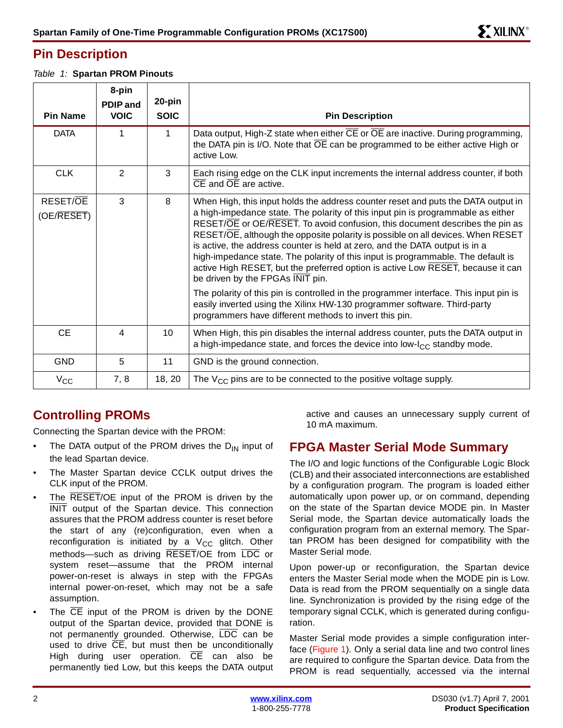## Pin Description

*Table 1:* **Spartan PROM Pinouts**

| Pin Name | 8-pin PDIP and VOIC | 20-pin SOIC | Pin Description |
|---|---|---|---|
| DATA | 1 | 1 | Data output, High-Z state when either $\overline{CE}$ or $\overline{OE}$ are inactive. During programming, the DATA pin is I/O. Note that $\overline{OE}$ can be programmed to be either active High or active Low. |
| CLK | 2 | 3 | Each rising edge on the CLK input increments the internal address counter, if both $\overline{CE}$ and $\overline{OE}$ are active. |
| RESET/$\overline{OE}$ (OE/$\overline{RESET}$) | 3 | 8 | When High, this input holds the address counter reset and puts the DATA output in a high-impedance state. The polarity of this input pin is programmable as either RESET/$\overline{OE}$ or OE/$\overline{RESET}$. To avoid confusion, this document describes the pin as RESET/$\overline{OE}$, although the opposite polarity is possible on all devices. When RESET is active, the address counter is held at zero, and the DATA output is in a high-impedance state. The polarity of this input is programmable. The default is active High RESET, but the preferred option is active Low $\overline{RESET}$, because it can be driven by the FPGAs $\overline{INIT}$ pin.<br><br>The polarity of this pin is controlled in the programmer interface. This input pin is easily inverted using the Xilinx HW-130 programmer software. Third-party programmers have different methods to invert this pin. |
| CE | 4 | 10 | When High, this pin disables the internal address counter, puts the DATA output in a high-impedance state, and forces the device into low-$I_{CC}$ standby mode. |
| GND | 5 | 11 | GND is the ground connection. |
| $V_{CC}$ | 7, 8 | 18, 20 | The $V_{CC}$ pins are to be connected to the positive voltage supply. |

## Controlling PROMs

Connecting the Spartan device with the PROM:

- The DATA output of the PROM drives the $D_{IN}$ input of the lead Spartan device.
- The Master Spartan device CCLK output drives the CLK input of the PROM.
- The $\overline{RESET}$/OE input of the PROM is driven by the $\overline{INIT}$ output of the Spartan device. This connection assures that the PROM address counter is reset before the start of any (re)configuration, even when a reconfiguration is initiated by a $V_{CC}$ glitch. Other methods—such as driving $\overline{RESET}$/OE from $\overline{LDC}$ or system reset—assume that the PROM internal power-on-reset is always in step with the FPGAs internal power-on-reset, which may not be a safe assumption.
- The $\overline{CE}$ input of the PROM is driven by the DONE output of the Spartan device, provided that DONE is not permanently grounded. Otherwise, $\overline{LDC}$ can be used to drive $\overline{CE}$, but must then be unconditionally High during user operation. $\overline{CE}$ can also be permanently tied Low, but this keeps the DATA output active and causes an unnecessary supply current of 10 mA maximum.

## FPGA Master Serial Mode Summary

The I/O and logic functions of the Configurable Logic Block (CLB) and their associated interconnections are established by a configuration program. The program is loaded either automatically upon power up, or on command, depending on the state of the Spartan device MODE pin. In Master Serial mode, the Spartan device automatically loads the configuration program from an external memory. The Spartan PROM has been designed for compatibility with the Master Serial mode.

Upon power-up or reconfiguration, the Spartan device enters the Master Serial mode when the MODE pin is Low. Data is read from the PROM sequentially on a single data line. Synchronization is provided by the rising edge of the temporary signal CCLK, which is generated during configuration.

Master Serial mode provides a simple configuration interface (Figure 1). Only a serial data line and two control lines are required to configure the Spartan device. Data from the PROM is read sequentially, accessed via the internal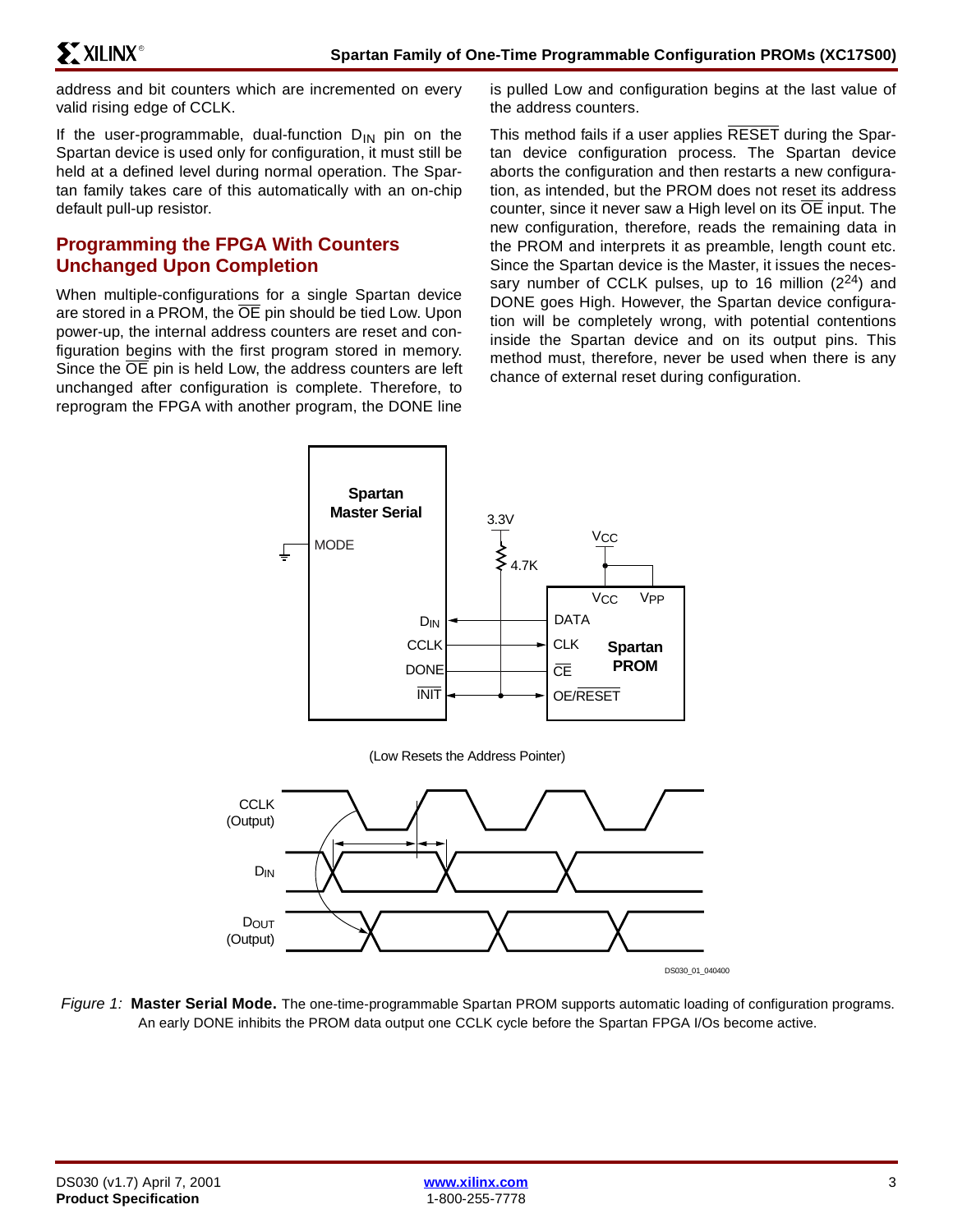address and bit counters which are incremented on every valid rising edge of CCLK.

If the user-programmable, dual-function $D_{IN}$ pin on the Spartan device is used only for configuration, it must still be held at a defined level during normal operation. The Spartan family takes care of this automatically with an on-chip default pull-up resistor.

## Programming the FPGA With Counters Unchanged Upon Completion

When multiple-configurations for a single Spartan device are stored in a PROM, the $\overline{OE}$ pin should be tied Low. Upon power-up, the internal address counters are reset and configuration begins with the first program stored in memory. Since the $\overline{OE}$ pin is held Low, the address counters are left unchanged after configuration is complete. Therefore, to reprogram the FPGA with another program, the DONE line is pulled Low and configuration begins at the last value of the address counters.

This method fails if a user applies $\overline{RESET}$ during the Spartan device configuration process. The Spartan device aborts the configuration and then restarts a new configuration, as intended, but the PROM does not reset its address counter, since it never saw a High level on its $\overline{OE}$ input. The new configuration, therefore, reads the remaining data in the PROM and interprets it as preamble, length count etc. Since the Spartan device is the Master, it issues the necessary number of CCLK pulses, up to 16 million ($2^{24}$) and DONE goes High. However, the Spartan device configuration will be completely wrong, with potential contentions inside the Spartan device and on its output pins. This method must, therefore, never be used when there is any chance of external reset during configuration.

*Figure 1:* **Master Serial Mode.** The one-time-programmable Spartan PROM supports automatic loading of configuration programs. An early DONE inhibits the PROM data output one CCLK cycle before the Spartan FPGA I/Os become active.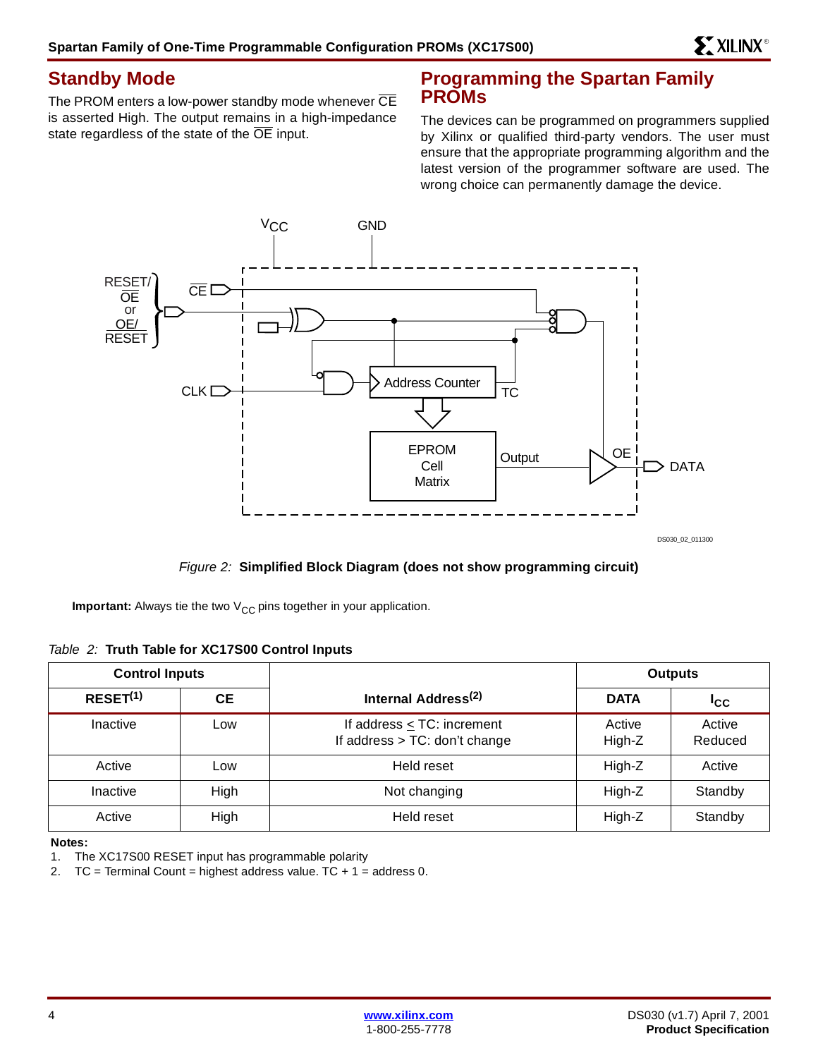## Standby Mode

The PROM enters a low-power standby mode whenever $\overline{CE}$ is asserted High. The output remains in a high-impedance state regardless of the state of the $\overline{OE}$ input.

## Programming the Spartan Family PROMs

The devices can be programmed on programmers supplied by Xilinx or qualified third-party vendors. The user must ensure that the appropriate programming algorithm and the latest version of the programmer software are used. The wrong choice can permanently damage the device.

*Figure 2:* **Simplified Block Diagram (does not show programming circuit)**

**Important:** Always tie the two $V_{CC}$ pins together in your application.

*Table 2:* **Truth Table for XC17S00 Control Inputs**

| Control Inputs | | | Outputs | |
|---|---|---|---|---|
| **RESET(1)** | **CE** | **Internal Address(2)** | **DATA** | **$I_{CC}$** |
| Inactive | Low | If address ≤ TC: increment<br>If address > TC: don't change | Active<br>High-Z | Active<br>Reduced |
| Active | Low | Held reset | High-Z | Active |
| Inactive | High | Not changing | High-Z | Standby |
| Active | High | Held reset | High-Z | Standby |

**Notes:**

1. The XC17S00 RESET input has programmable polarity
2. TC = Terminal Count = highest address value. TC + 1 = address 0.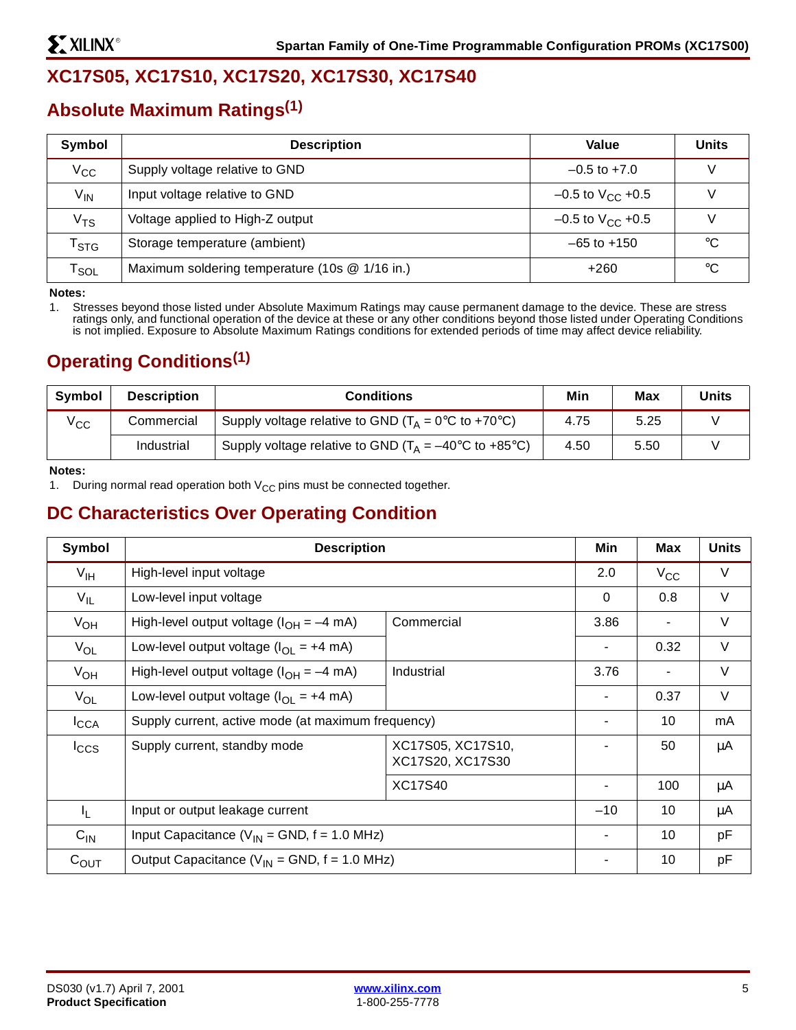# XC17S05, XC17S10, XC17S20, XC17S30, XC17S40

## Absolute Maximum Ratings[1]

| Symbol | Description | Value | Units |
|---|---|---|---|
| $V_{CC}$ | Supply voltage relative to GND | –0.5 to +7.0 | V |
| $V_{IN}$ | Input voltage relative to GND | –0.5 to $V_{CC}$ +0.5 | V |
| $V_{TS}$ | Voltage applied to High-Z output | –0.5 to $V_{CC}$ +0.5 | V |
| $T_{STG}$ | Storage temperature (ambient) | –65 to +150 | °C |
| $T_{SOL}$ | Maximum soldering temperature (10s @ 1/16 in.) | +260 | °C |

**Notes:**

1. Stresses beyond those listed under Absolute Maximum Ratings may cause permanent damage to the device. These are stress ratings only, and functional operation of the device at these or any other conditions beyond those listed under Operating Conditions is not implied. Exposure to Absolute Maximum Ratings conditions for extended periods of time may affect device reliability.

## Operating Conditions[1]

| Symbol | Description | Conditions | Min | Max | Units |
|---|---|---|---|---|---|
| $V_{CC}$ | Commercial | Supply voltage relative to GND ($T_A$ = 0°C to +70°C) | 4.75 | 5.25 | V |
| | Industrial | Supply voltage relative to GND ($T_A$ = –40°C to +85°C) | 4.50 | 5.50 | V |

**Notes:**

1. During normal read operation both $V_{CC}$ pins must be connected together.

## DC Characteristics Over Operating Condition

| Symbol | Description | | Min | Max | Units |
|---|---|---|---|---|---|
| $V_{IH}$ | High-level input voltage | | 2.0 | $V_{CC}$ | V |
| $V_{IL}$ | Low-level input voltage | | 0 | 0.8 | V |
| $V_{OH}$ | High-level output voltage ($I_{OH}$ = –4 mA) | Commercial | 3.86 | - | V |
| $V_{OL}$ | Low-level output voltage ($I_{OL}$ = +4 mA) | | - | 0.32 | V |
| $V_{OH}$ | High-level output voltage ($I_{OH}$ = –4 mA) | Industrial | 3.76 | - | V |
| $V_{OL}$ | Low-level output voltage ($I_{OL}$ = +4 mA) | | - | 0.37 | V |
| $I_{CCA}$ | Supply current, active mode (at maximum frequency) | | - | 10 | mA |
| $I_{CCS}$ | Supply current, standby mode | XC17S05, XC17S10, XC17S20, XC17S30 | - | 50 | µA |
| | | XC17S40 | - | 100 | µA |
| $I_L$ | Input or output leakage current | | –10 | 10 | µA |
| $C_{IN}$ | Input Capacitance ($V_{IN}$ = GND, f = 1.0 MHz) | | - | 10 | pF |
| $C_{OUT}$ | Output Capacitance ($V_{IN}$ = GND, f = 1.0 MHz) | | - | 10 | pF |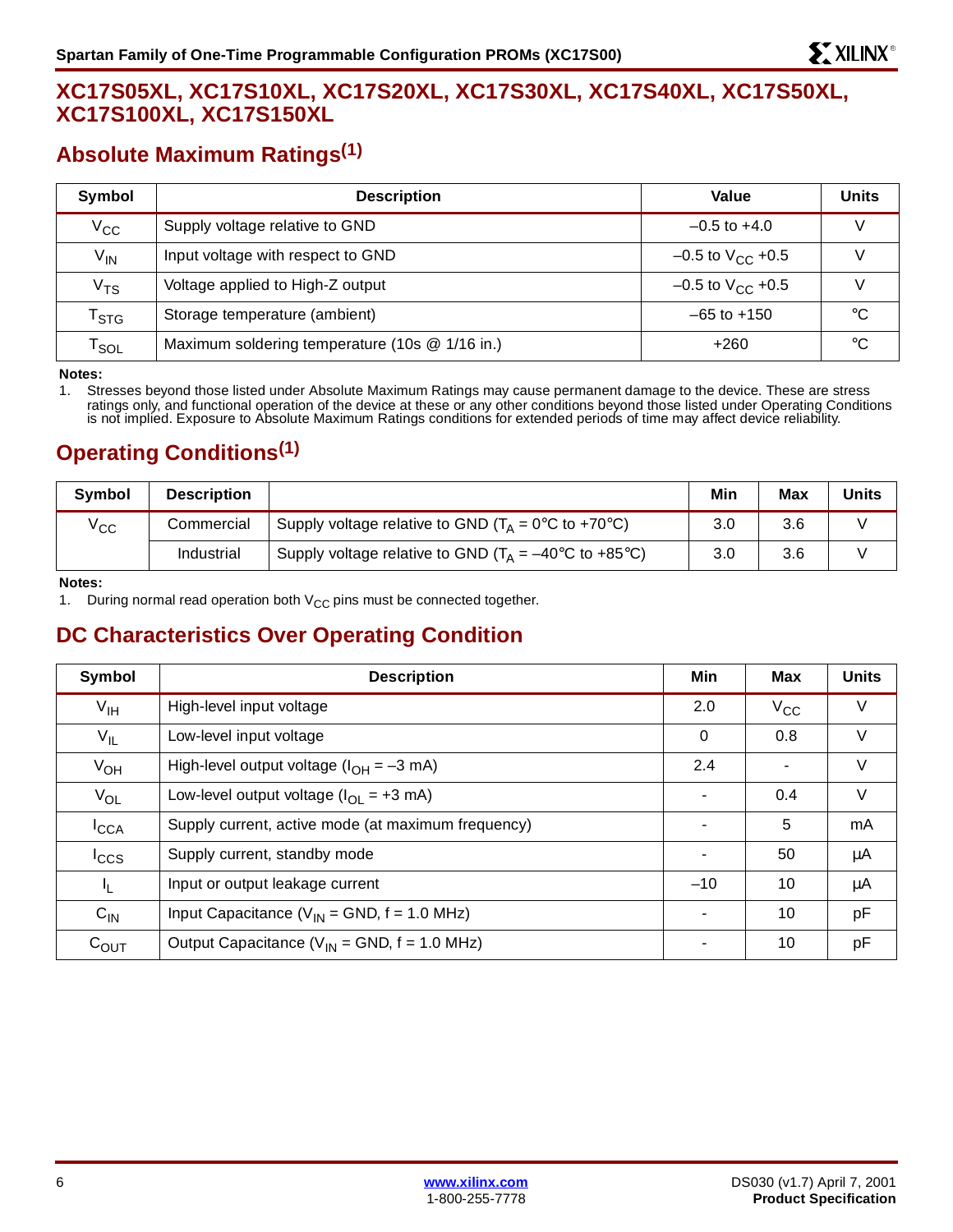## XC17S05XL, XC17S10XL, XC17S20XL, XC17S30XL, XC17S40XL, XC17S50XL, XC17S100XL, XC17S150XL

### Absolute Maximum Ratings(1)

| Symbol | Description | Value | Units |
|---|---|---|---|
| $V_{CC}$ | Supply voltage relative to GND | –0.5 to +4.0 | V |
| $V_{IN}$ | Input voltage with respect to GND | –0.5 to $V_{CC}$ +0.5 | V |
| $V_{TS}$ | Voltage applied to High-Z output | –0.5 to $V_{CC}$ +0.5 | V |
| $T_{STG}$ | Storage temperature (ambient) | –65 to +150 | °C |
| $T_{SOL}$ | Maximum soldering temperature (10s @ 1/16 in.) | +260 | °C |

**Notes:**
1. Stresses beyond those listed under Absolute Maximum Ratings may cause permanent damage to the device. These are stress ratings only, and functional operation of the device at these or any other conditions beyond those listed under Operating Conditions is not implied. Exposure to Absolute Maximum Ratings conditions for extended periods of time may affect device reliability.

### Operating Conditions(1)

| Symbol | Description | | Min | Max | Units |
|---|---|---|---|---|---|
| $V_{CC}$ | Commercial | Supply voltage relative to GND ($T_A$ = 0°C to +70°C) | 3.0 | 3.6 | V |
| | Industrial | Supply voltage relative to GND ($T_A$ = –40°C to +85°C) | 3.0 | 3.6 | V |

**Notes:**
1. During normal read operation both $V_{CC}$ pins must be connected together.

### DC Characteristics Over Operating Condition

| Symbol | Description | Min | Max | Units |
|---|---|---|---|---|
| $V_{IH}$ | High-level input voltage | 2.0 | $V_{CC}$ | V |
| $V_{IL}$ | Low-level input voltage | 0 | 0.8 | V |
| $V_{OH}$ | High-level output voltage ($I_{OH}$ = –3 mA) | 2.4 | - | V |
| $V_{OL}$ | Low-level output voltage ($I_{OL}$ = +3 mA) | - | 0.4 | V |
| $I_{CCA}$ | Supply current, active mode (at maximum frequency) | - | 5 | mA |
| $I_{CCS}$ | Supply current, standby mode | - | 50 | µA |
| $I_L$ | Input or output leakage current | –10 | 10 | µA |
| $C_{IN}$ | Input Capacitance ($V_{IN}$ = GND, f = 1.0 MHz) | - | 10 | pF |
| $C_{OUT}$ | Output Capacitance ($V_{IN}$ = GND, f = 1.0 MHz) | - | 10 | pF |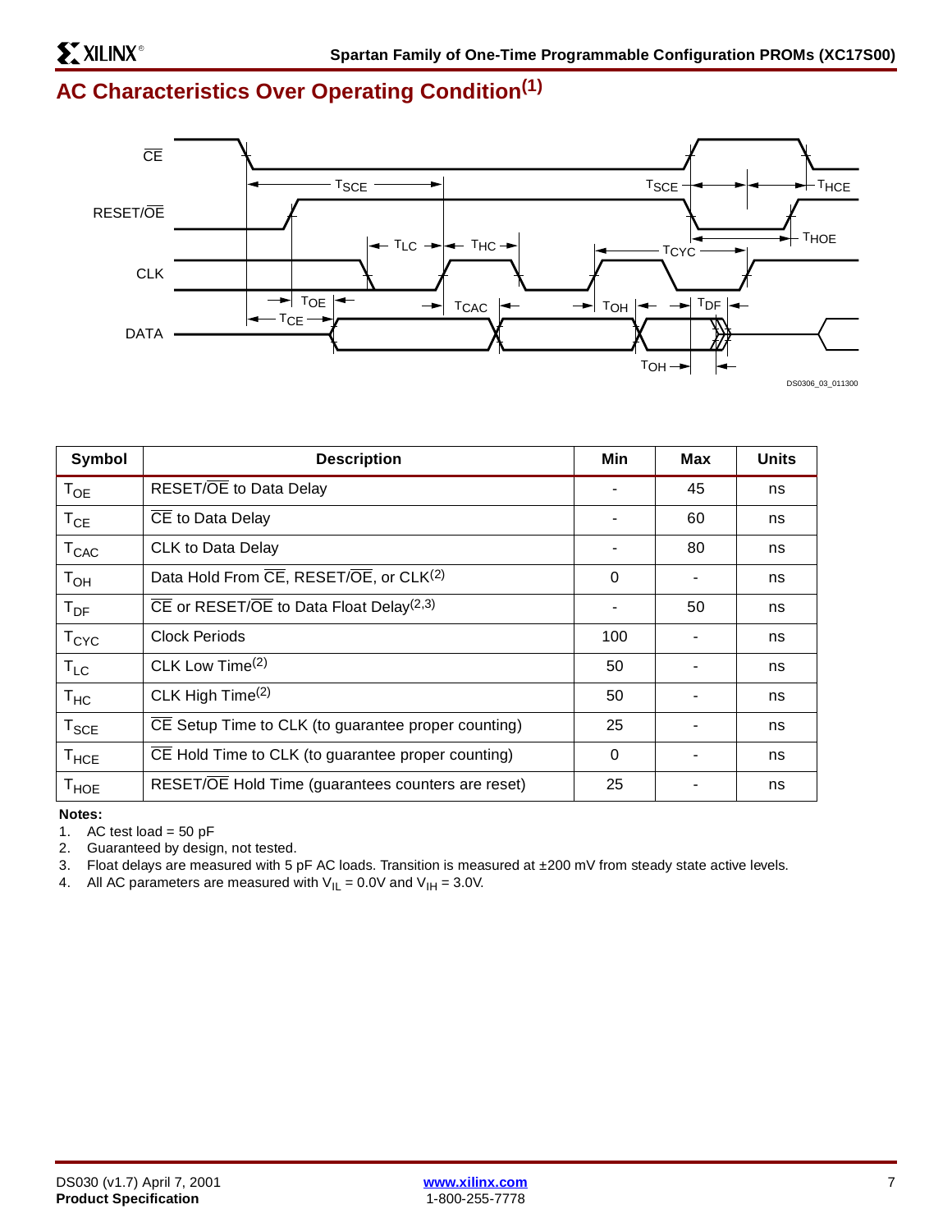## AC Characteristics Over Operating Condition[1]

| Symbol | Description | Min | Max | Units |
|---|---|---|---|---|
| $T_{OE}$ | RESET/$\overline{OE}$ to Data Delay | - | 45 | ns |
| $T_{CE}$ | $\overline{CE}$ to Data Delay | - | 60 | ns |
| $T_{CAC}$ | CLK to Data Delay | - | 80 | ns |
| $T_{OH}$ | Data Hold From $\overline{CE}$, RESET/$\overline{OE}$, or CLK[2] | 0 | - | ns |
| $T_{DF}$ | $\overline{CE}$ or RESET/$\overline{OE}$ to Data Float Delay[2,3] | - | 50 | ns |
| $T_{CYC}$ | Clock Periods | 100 | - | ns |
| $T_{LC}$ | CLK Low Time[2] | 50 | - | ns |
| $T_{HC}$ | CLK High Time[2] | 50 | - | ns |
| $T_{SCE}$ | $\overline{CE}$ Setup Time to CLK (to guarantee proper counting) | 25 | - | ns |
| $T_{HCE}$ | $\overline{CE}$ Hold Time to CLK (to guarantee proper counting) | 0 | - | ns |
| $T_{HOE}$ | RESET/$\overline{OE}$ Hold Time (guarantees counters are reset) | 25 | - | ns |

**Notes:**

1. AC test load = 50 pF
2. Guaranteed by design, not tested.
3. Float delays are measured with 5 pF AC loads. Transition is measured at ±200 mV from steady state active levels.
4. All AC parameters are measured with $V_{IL}$ = 0.0V and $V_{IH}$ = 3.0V.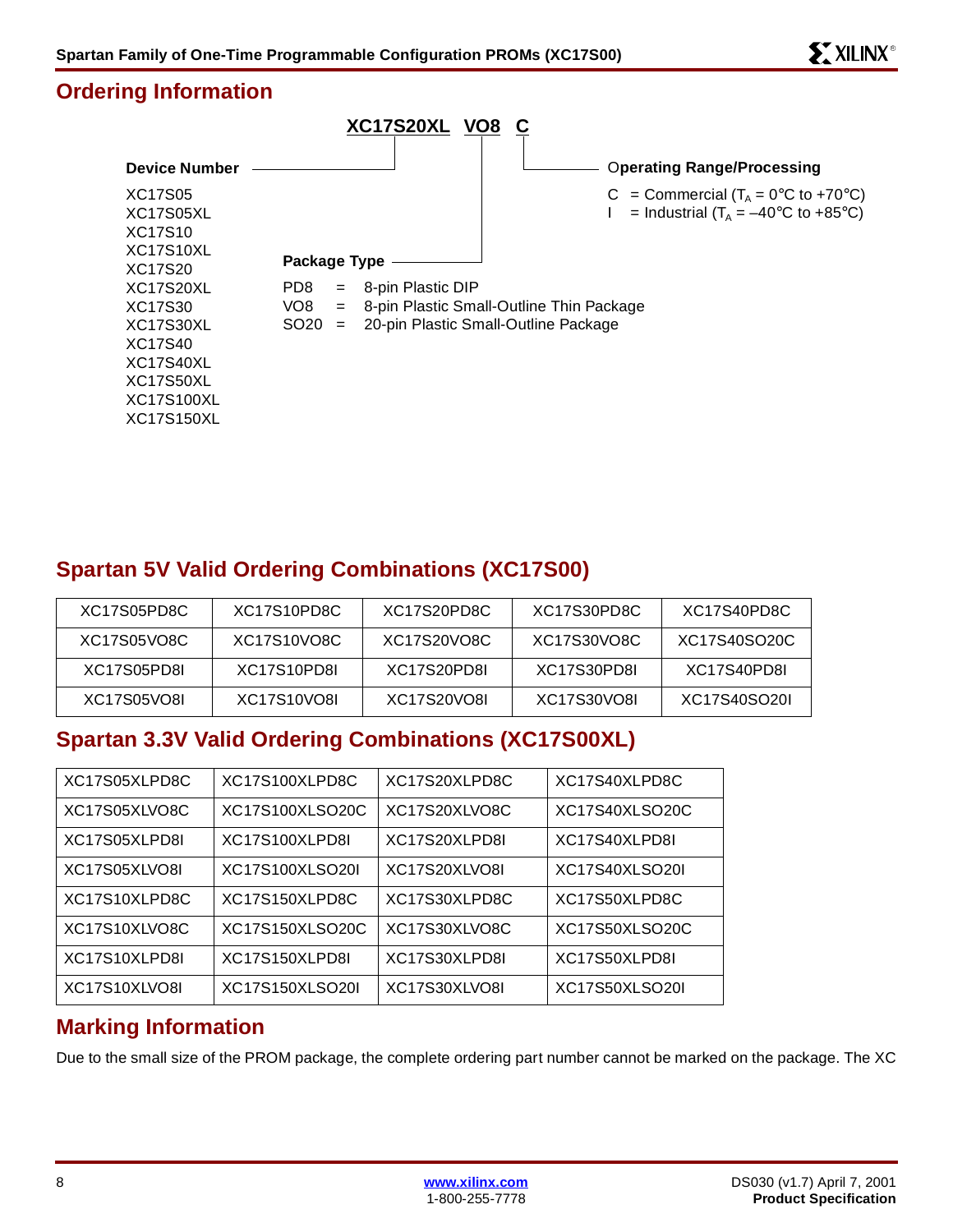## Ordering Information

**XC17S20XL VO8 C**

**Device Number**

XC17S05
XC17S05XL
XC17S10
XC17S10XL
XC17S20
XC17S20XL
XC17S30
XC17S30XL
XC17S40
XC17S40XL
XC17S50XL
XC17S100XL
XC17S150XL

**Package Type**

PD8 = 8-pin Plastic DIP
VO8 = 8-pin Plastic Small-Outline Thin Package
SO20 = 20-pin Plastic Small-Outline Package

**Operating Range/Processing**

C = Commercial ($T_A$ = 0°C to +70°C)
I = Industrial ($T_A$ = –40°C to +85°C)

## Spartan 5V Valid Ordering Combinations (XC17S00)

| | | | | |
|---|---|---|---|---|
| XC17S05PD8C | XC17S10PD8C | XC17S20PD8C | XC17S30PD8C | XC17S40PD8C |
| XC17S05VO8C | XC17S10VO8C | XC17S20VO8C | XC17S30VO8C | XC17S40SO20C |
| XC17S05PD8I | XC17S10PD8I | XC17S20PD8I | XC17S30PD8I | XC17S40PD8I |
| XC17S05VO8I | XC17S10VO8I | XC17S20VO8I | XC17S30VO8I | XC17S40SO20I |

## Spartan 3.3V Valid Ordering Combinations (XC17S00XL)

| | | | |
|---|---|---|---|
| XC17S05XLPD8C | XC17S100XLPD8C | XC17S20XLPD8C | XC17S40XLPD8C |
| XC17S05XLVO8C | XC17S100XLSO20C | XC17S20XLVO8C | XC17S40XLSO20C |
| XC17S05XLPD8I | XC17S100XLPD8I | XC17S20XLPD8I | XC17S40XLPD8I |
| XC17S05XLVO8I | XC17S100XLSO20I | XC17S20XLVO8I | XC17S40XLSO20I |
| XC17S10XLPD8C | XC17S150XLPD8C | XC17S30XLPD8C | XC17S50XLPD8C |
| XC17S10XLVO8C | XC17S150XLSO20C | XC17S30XLVO8C | XC17S50XLSO20C |
| XC17S10XLPD8I | XC17S150XLPD8I | XC17S30XLPD8I | XC17S50XLPD8I |
| XC17S10XLVO8I | XC17S150XLSO20I | XC17S30XLVO8I | XC17S50XLSO20I |

## Marking Information

Due to the small size of the PROM package, the complete ordering part number cannot be marked on the package. The XC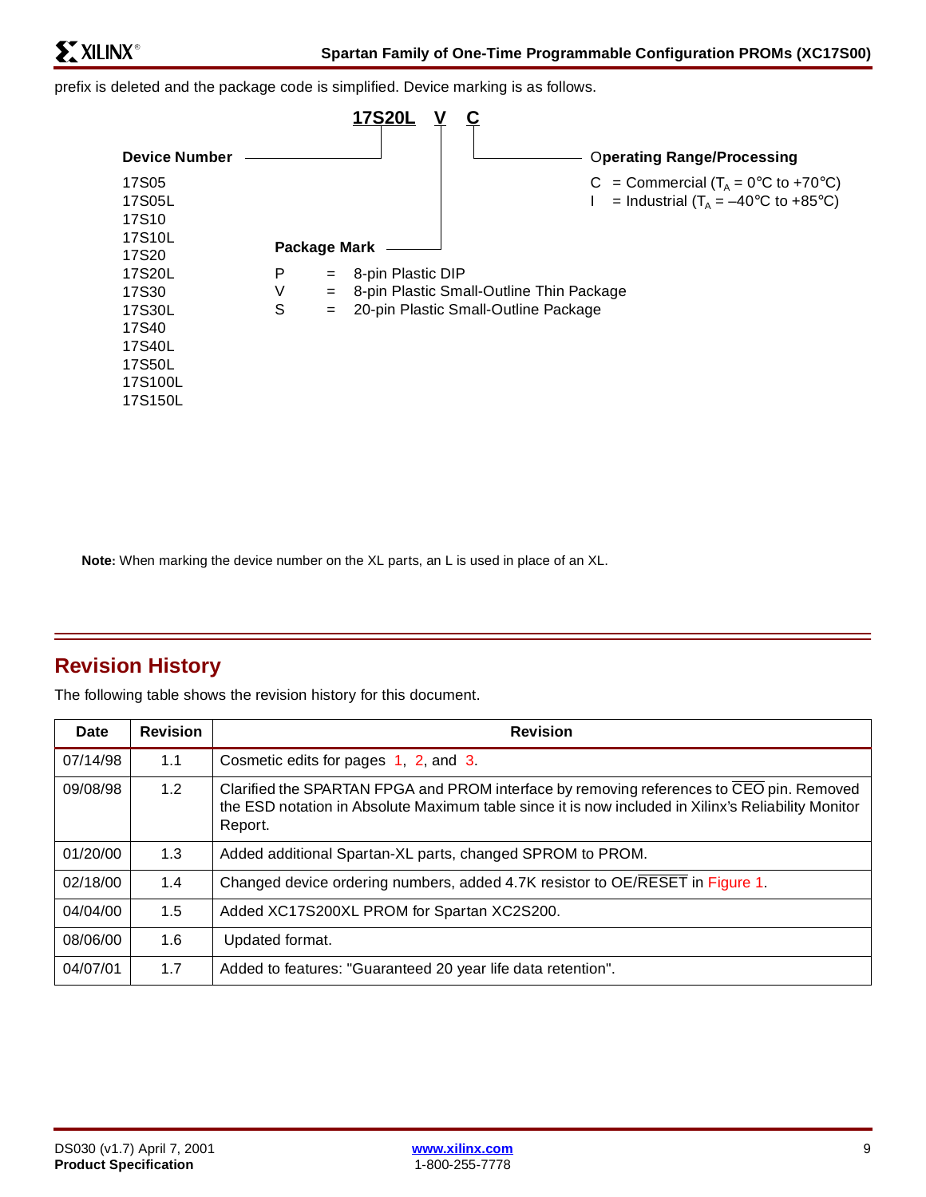prefix is deleted and the package code is simplified. Device marking is as follows.

**17S20L V C**

**Device Number**

17S05
17S05L
17S10
17S10L
17S20
17S20L
17S30
17S30L
17S40
17S40L
17S50L
17S100L
17S150L

**Package Mark**

P = 8-pin Plastic DIP
V = 8-pin Plastic Small-Outline Thin Package
S = 20-pin Plastic Small-Outline Package

**Operating Range/Processing**

C = Commercial ($T_A$ = 0°C to +70°C)
I = Industrial ($T_A$ = –40°C to +85°C)

**Note:** When marking the device number on the XL parts, an L is used in place of an XL.

## Revision History

The following table shows the revision history for this document.

| Date | Revision | Revision |
|---|---|---|
| 07/14/98 | 1.1 | Cosmetic edits for pages 1, 2, and 3. |
| 09/08/98 | 1.2 | Clarified the SPARTAN FPGA and PROM interface by removing references to $\overline{\text{CEO}}$ pin. Removed the ESD notation in Absolute Maximum table since it is now included in Xilinx's Reliability Monitor Report. |
| 01/20/00 | 1.3 | Added additional Spartan-XL parts, changed SPROM to PROM. |
| 02/18/00 | 1.4 | Changed device ordering numbers, added 4.7K resistor to OE/$\overline{\text{RESET}}$ in Figure 1. |
| 04/04/00 | 1.5 | Added XC17S200XL PROM for Spartan XC2S200. |
| 08/06/00 | 1.6 | Updated format. |
| 04/07/01 | 1.7 | Added to features: "Guaranteed 20 year life data retention". |